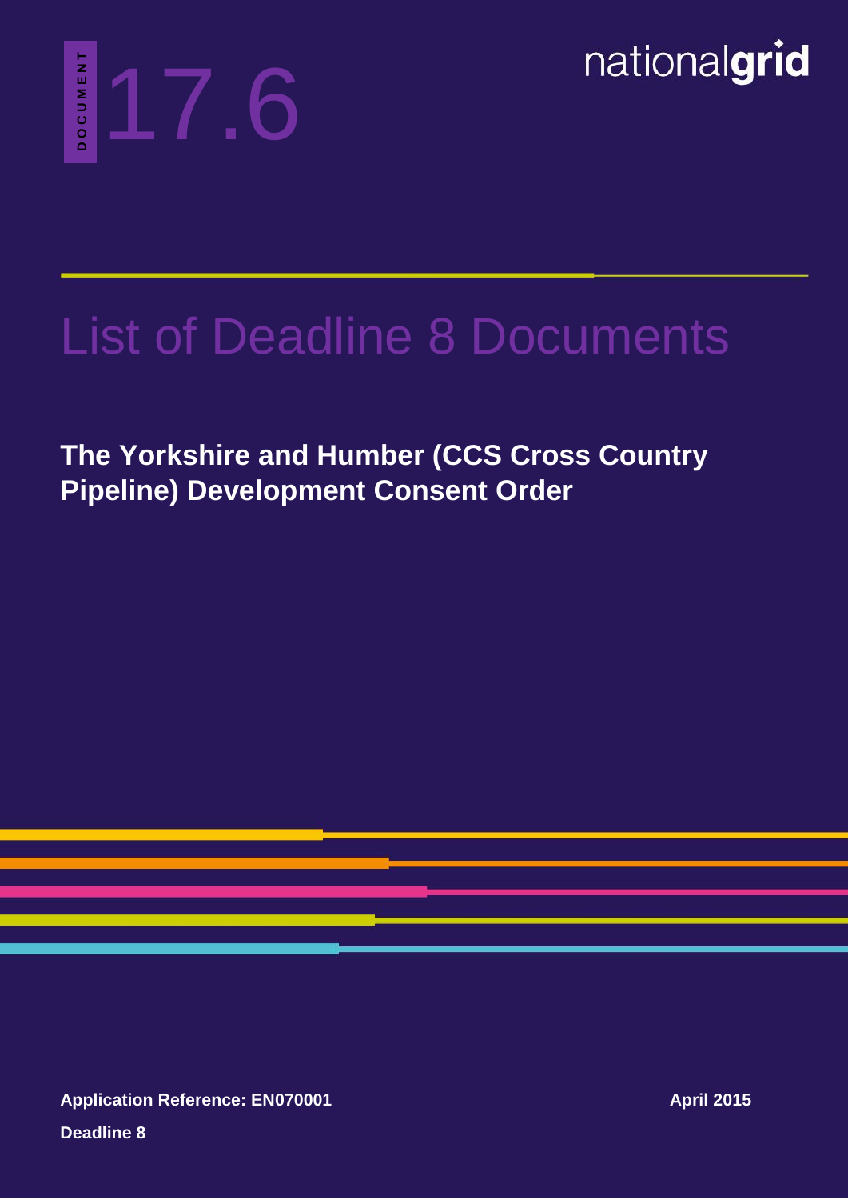DOCUMENT 17.6

nationalgrid

# List of Deadline 8 Documents

**The Yorkshire and Humber (CCS Cross Country Pipeline) Development Consent Order**

**Application Reference: EN070001**

**April 2015**

**Deadline 8**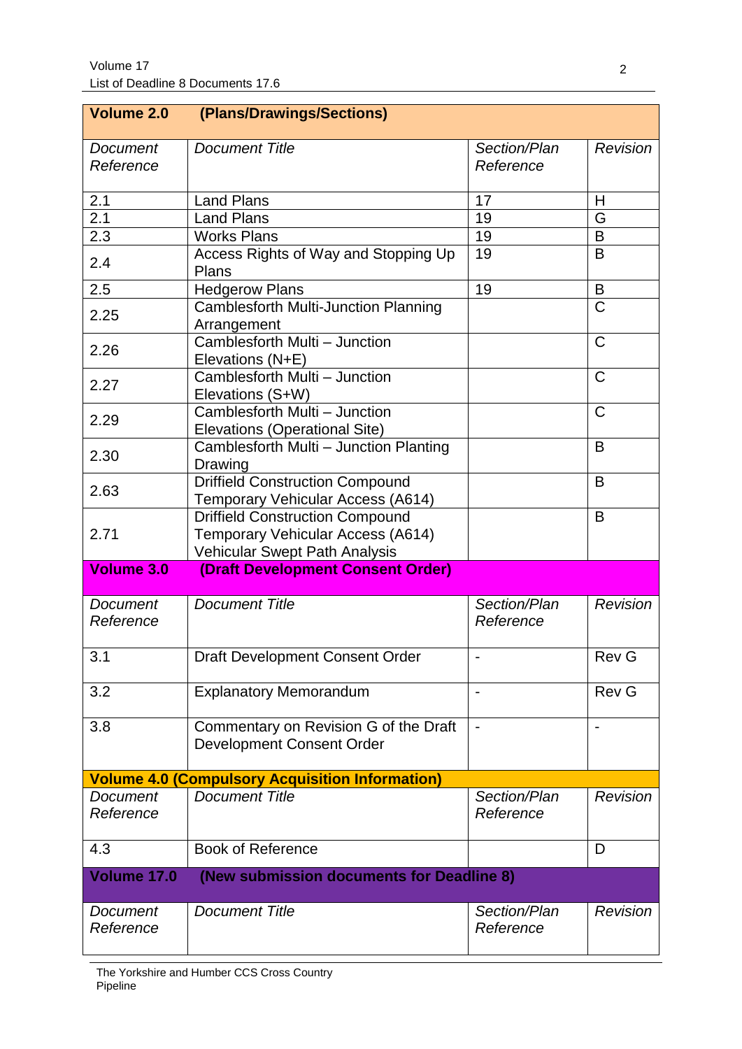| **Volume 2.0** | **(Plans/Drawings/Sections)** | | |
|---|---|---|---|
| *Document Reference* | *Document Title* | *Section/Plan Reference* | *Revision* |
| 2.1 | Land Plans | 17 | H |
| 2.1 | Land Plans | 19 | G |
| 2.3 | Works Plans | 19 | B |
| 2.4 | Access Rights of Way and Stopping Up Plans | 19 | B |
| 2.5 | Hedgerow Plans | 19 | B |
| 2.25 | Camblesforth Multi-Junction Planning Arrangement | | C |
| 2.26 | Camblesforth Multi – Junction Elevations (N+E) | | C |
| 2.27 | Camblesforth Multi – Junction Elevations (S+W) | | C |
| 2.29 | Camblesforth Multi – Junction Elevations (Operational Site) | | C |
| 2.30 | Camblesforth Multi – Junction Planting Drawing | | B |
| 2.63 | Driffield Construction Compound Temporary Vehicular Access (A614) | | B |
| 2.71 | Driffield Construction Compound Temporary Vehicular Access (A614) Vehicular Swept Path Analysis | | B |

| **Volume 3.0** | **(Draft Development Consent Order)** | | |
|---|---|---|---|
| *Document Reference* | *Document Title* | *Section/Plan Reference* | *Revision* |
| 3.1 | Draft Development Consent Order | - | Rev G |
| 3.2 | Explanatory Memorandum | - | Rev G |
| 3.8 | Commentary on Revision G of the Draft Development Consent Order | - | - |

| **Volume 4.0 (Compulsory Acquisition Information)** | | | |
|---|---|---|---|
| *Document Reference* | *Document Title* | *Section/Plan Reference* | *Revision* |
| 4.3 | Book of Reference | | D |

| **Volume 17.0** | **(New submission documents for Deadline 8)** | | |
|---|---|---|---|
| *Document Reference* | *Document Title* | *Section/Plan Reference* | *Revision* |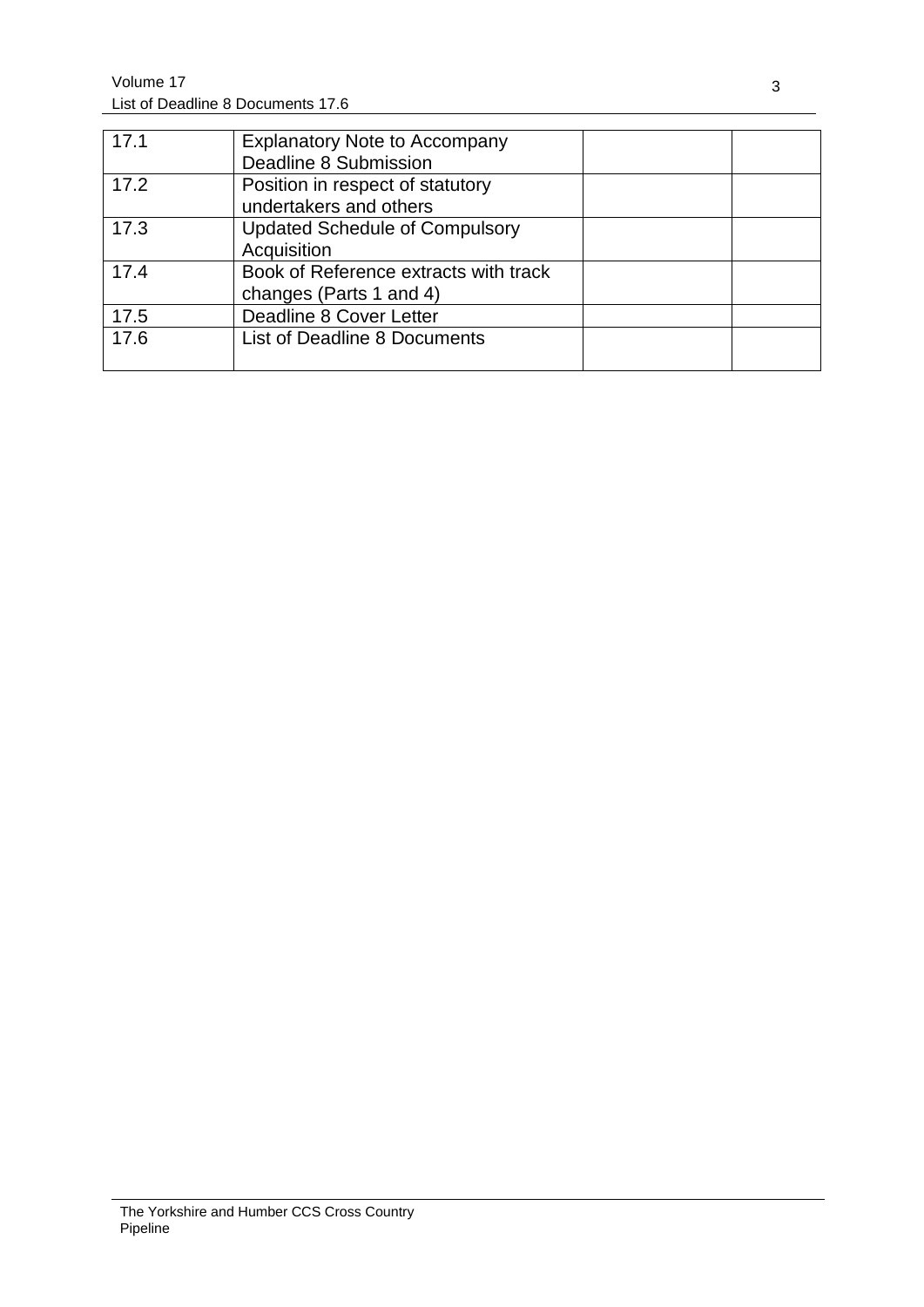| | | | |
|---|---|---|---|
| 17.1 | Explanatory Note to Accompany Deadline 8 Submission | | |
| 17.2 | Position in respect of statutory undertakers and others | | |
| 17.3 | Updated Schedule of Compulsory Acquisition | | |
| 17.4 | Book of Reference extracts with track changes (Parts 1 and 4) | | |
| 17.5 | Deadline 8 Cover Letter | | |
| 17.6 | List of Deadline 8 Documents | | |